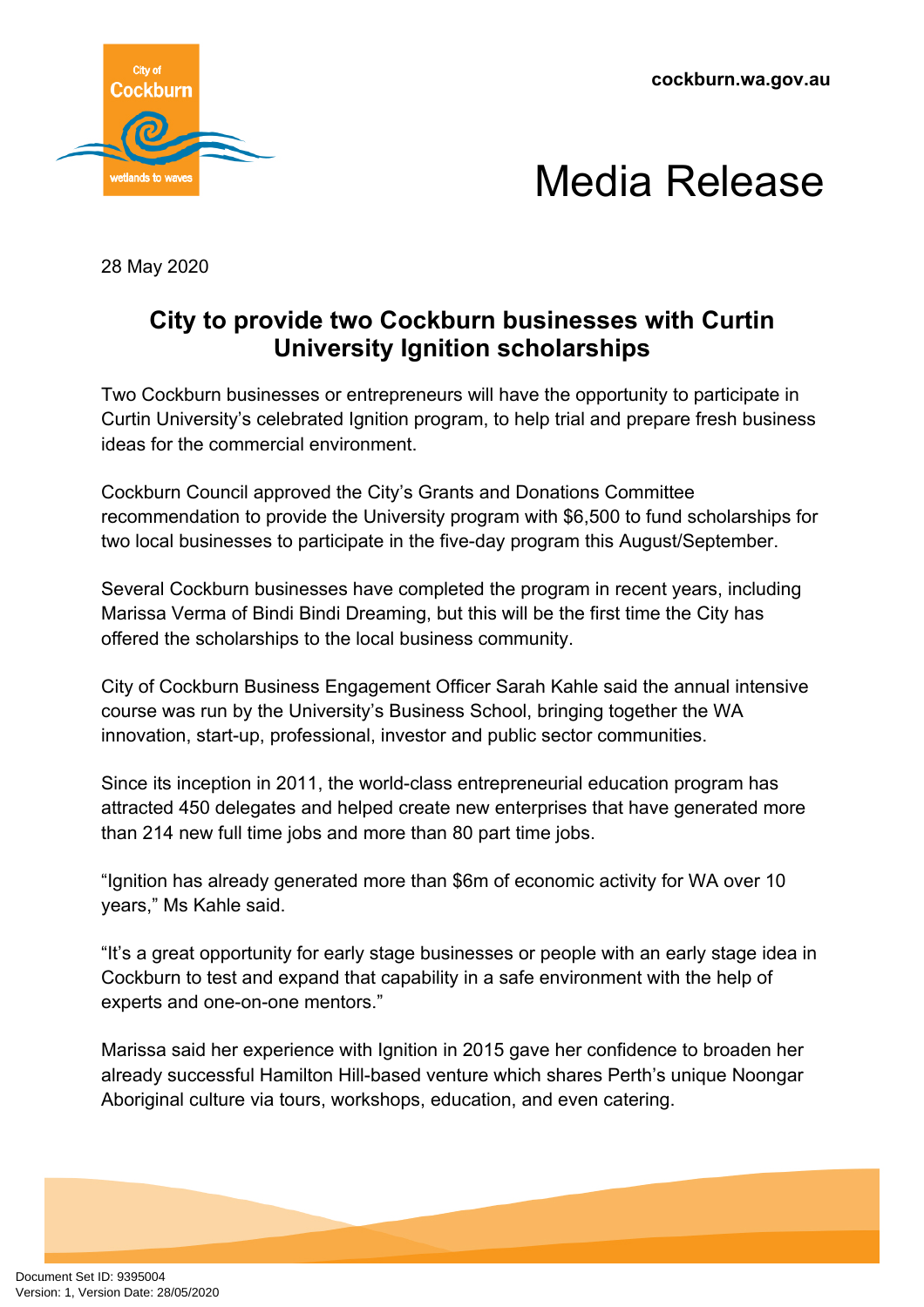cockburn.wa.gov.au

# Media Release

28 May 2020

## City to provide two Cockburn businesses with Curtin University Ignition scholarships

Two Cockburn businesses or entrepreneurs will have the opportunity to participate in Curtin University's celebrated Ignition program, to help trial and prepare fresh business ideas for the commercial environment.

Cockburn Council approved the City's Grants and Donations Committee recommendation to provide the University program with $6,500 to fund scholarships for two local businesses to participate in the five-day program this August/September.

Several Cockburn businesses have completed the program in recent years, including Marissa Verma of Bindi Bindi Dreaming, but this will be the first time the City has offered the scholarships to the local business community.

City of Cockburn Business Engagement Officer Sarah Kahle said the annual intensive course was run by the University's Business School, bringing together the WA innovation, start-up, professional, investor and public sector communities.

Since its inception in 2011, the world-class entrepreneurial education program has attracted 450 delegates and helped create new enterprises that have generated more than 214 new full time jobs and more than 80 part time jobs.

"Ignition has already generated more than $6m of economic activity for WA over 10 years," Ms Kahle said.

"It's a great opportunity for early stage businesses or people with an early stage idea in Cockburn to test and expand that capability in a safe environment with the help of experts and one-on-one mentors."

Marissa said her experience with Ignition in 2015 gave her confidence to broaden her already successful Hamilton Hill-based venture which shares Perth's unique Noongar Aboriginal culture via tours, workshops, education, and even catering.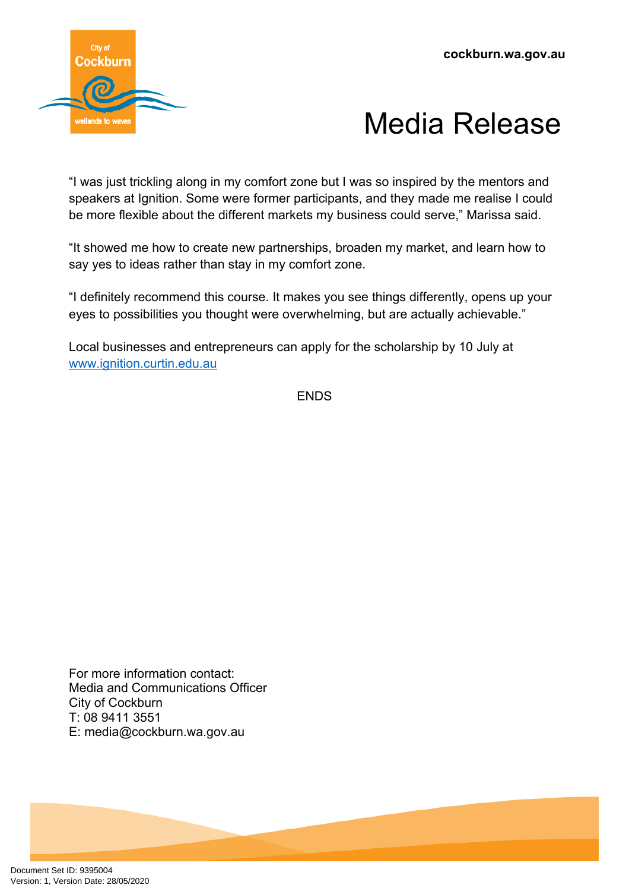# Media Release

"I was just trickling along in my comfort zone but I was so inspired by the mentors and speakers at Ignition. Some were former participants, and they made me realise I could be more flexible about the different markets my business could serve," Marissa said.

"It showed me how to create new partnerships, broaden my market, and learn how to say yes to ideas rather than stay in my comfort zone.

"I definitely recommend this course. It makes you see things differently, opens up your eyes to possibilities you thought were overwhelming, but are actually achievable."

Local businesses and entrepreneurs can apply for the scholarship by 10 July at www.ignition.curtin.edu.au

ENDS

For more information contact:
Media and Communications Officer
City of Cockburn
T: 08 9411 3551
E: media@cockburn.wa.gov.au